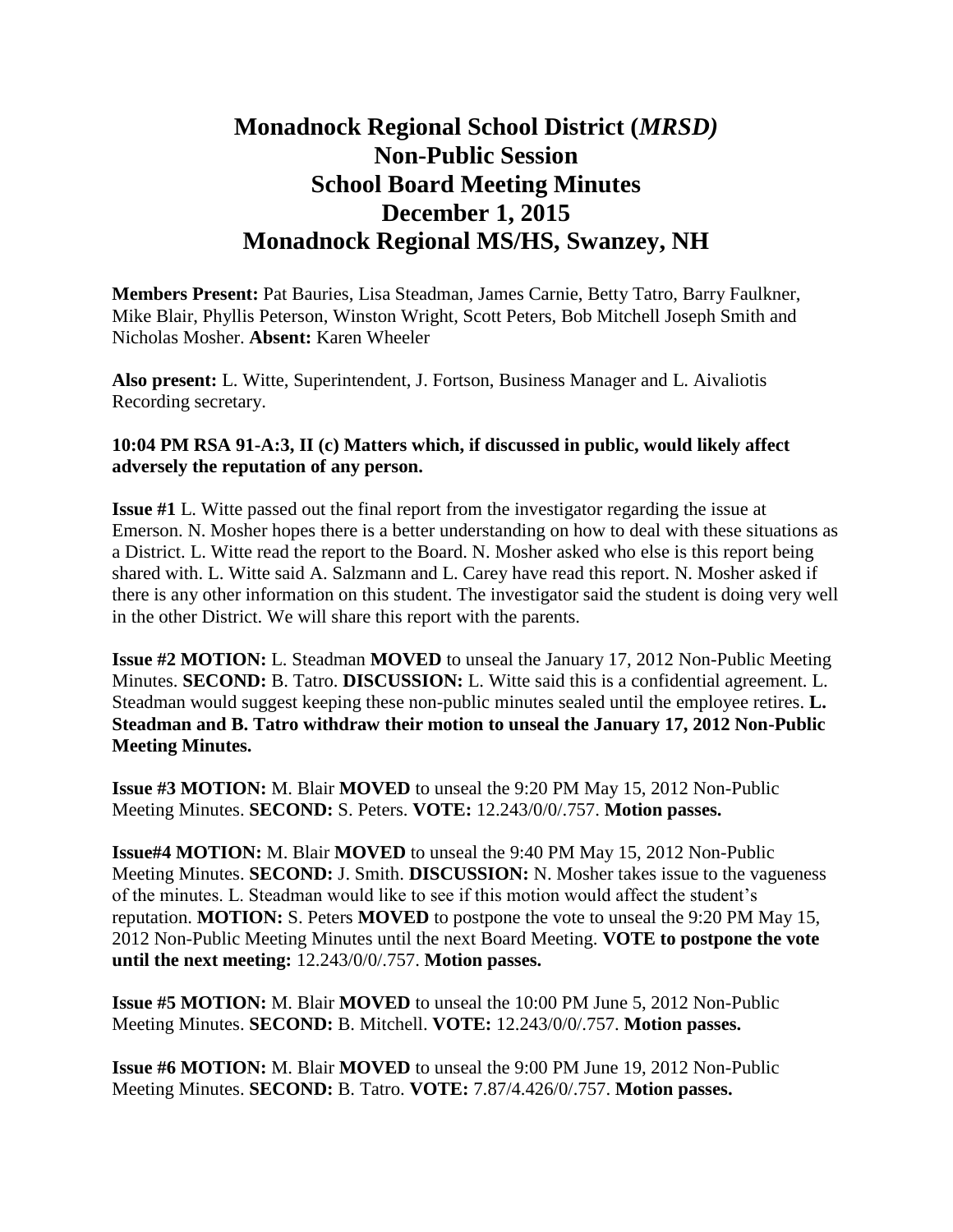# Monadnock Regional School District (*MRSD)*
# Non-Public Session
# School Board Meeting Minutes
# December 1, 2015
# Monadnock Regional MS/HS, Swanzey, NH

**Members Present:** Pat Bauries, Lisa Steadman, James Carnie, Betty Tatro, Barry Faulkner, Mike Blair, Phyllis Peterson, Winston Wright, Scott Peters, Bob Mitchell Joseph Smith and Nicholas Mosher. **Absent:** Karen Wheeler

**Also present:** L. Witte, Superintendent, J. Fortson, Business Manager and L. Aivaliotis Recording secretary.

**10:04 PM RSA 91-A:3, II (c) Matters which, if discussed in public, would likely affect adversely the reputation of any person.**

**Issue #1** L. Witte passed out the final report from the investigator regarding the issue at Emerson. N. Mosher hopes there is a better understanding on how to deal with these situations as a District. L. Witte read the report to the Board. N. Mosher asked who else is this report being shared with. L. Witte said A. Salzmann and L. Carey have read this report. N. Mosher asked if there is any other information on this student. The investigator said the student is doing very well in the other District. We will share this report with the parents.

**Issue #2 MOTION:** L. Steadman **MOVED** to unseal the January 17, 2012 Non-Public Meeting Minutes. **SECOND:** B. Tatro. **DISCUSSION:** L. Witte said this is a confidential agreement. L. Steadman would suggest keeping these non-public minutes sealed until the employee retires. **L. Steadman and B. Tatro withdraw their motion to unseal the January 17, 2012 Non-Public Meeting Minutes.**

**Issue #3 MOTION:** M. Blair **MOVED** to unseal the 9:20 PM May 15, 2012 Non-Public Meeting Minutes. **SECOND:** S. Peters. **VOTE:** 12.243/0/0/.757. **Motion passes.**

**Issue#4 MOTION:** M. Blair **MOVED** to unseal the 9:40 PM May 15, 2012 Non-Public Meeting Minutes. **SECOND:** J. Smith. **DISCUSSION:** N. Mosher takes issue to the vagueness of the minutes. L. Steadman would like to see if this motion would affect the student's reputation. **MOTION:** S. Peters **MOVED** to postpone the vote to unseal the 9:20 PM May 15, 2012 Non-Public Meeting Minutes until the next Board Meeting. **VOTE to postpone the vote until the next meeting:** 12.243/0/0/.757. **Motion passes.**

**Issue #5 MOTION:** M. Blair **MOVED** to unseal the 10:00 PM June 5, 2012 Non-Public Meeting Minutes. **SECOND:** B. Mitchell. **VOTE:** 12.243/0/0/.757. **Motion passes.**

**Issue #6 MOTION:** M. Blair **MOVED** to unseal the 9:00 PM June 19, 2012 Non-Public Meeting Minutes. **SECOND:** B. Tatro. **VOTE:** 7.87/4.426/0/.757. **Motion passes.**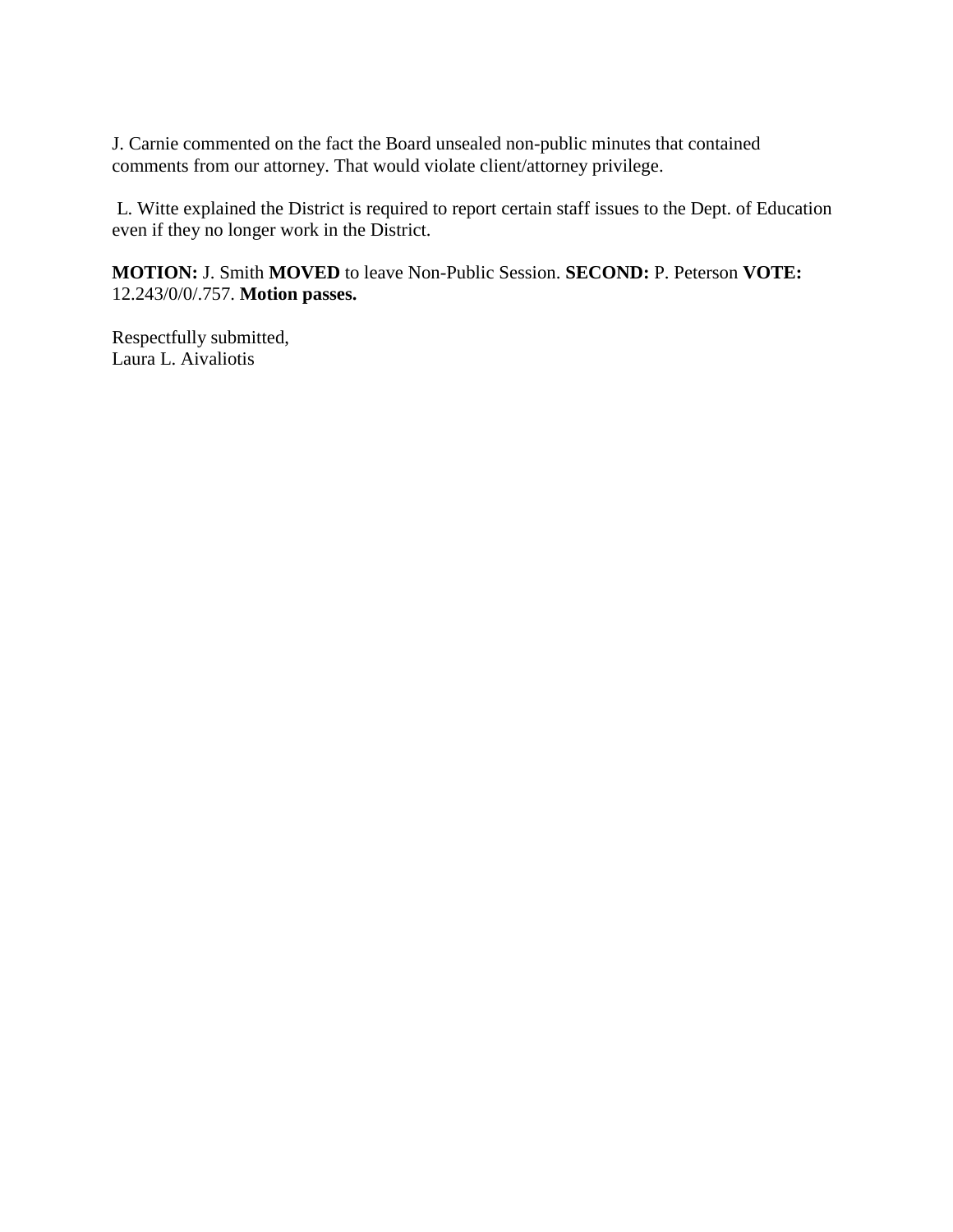J. Carnie commented on the fact the Board unsealed non-public minutes that contained comments from our attorney. That would violate client/attorney privilege.

L. Witte explained the District is required to report certain staff issues to the Dept. of Education even if they no longer work in the District.

**MOTION:** J. Smith **MOVED** to leave Non-Public Session. **SECOND:** P. Peterson **VOTE:** 12.243/0/0/.757. **Motion passes.**

Respectfully submitted,
Laura L. Aivaliotis